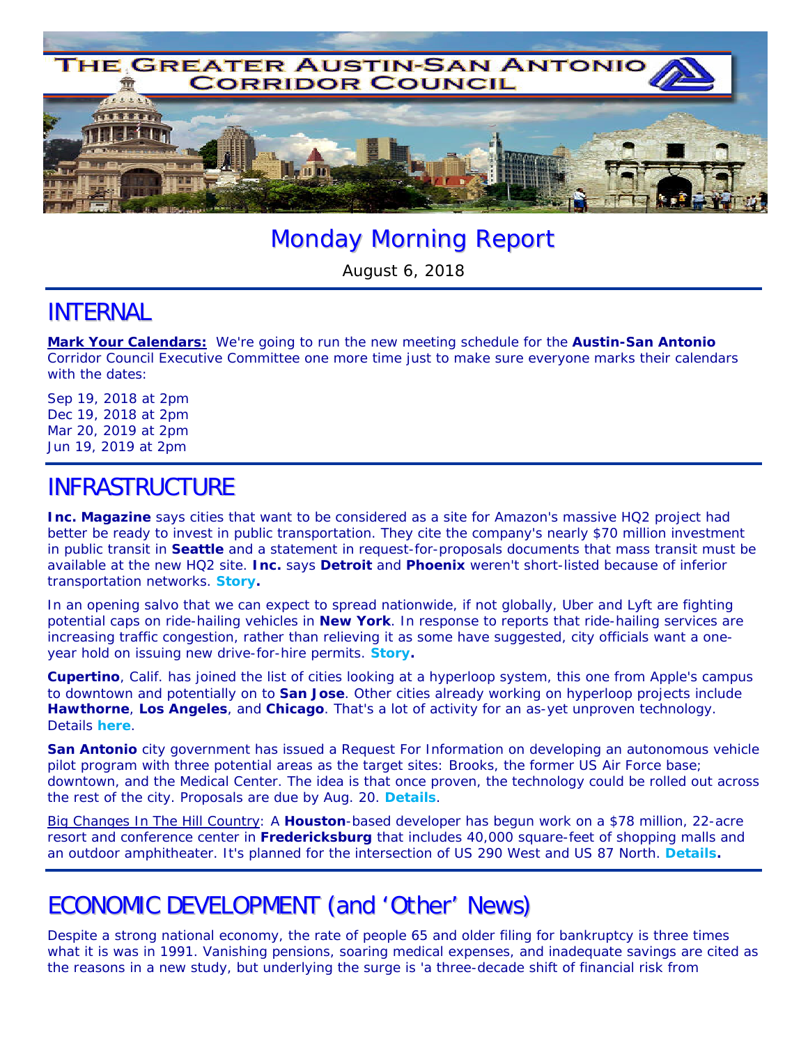# THE GREATER AUSTIN-SAN ANTONIO CORRIDOR COUNCIL

## Monday Morning Report

August 6, 2018

## INTERNAL

**Mark Your Calendars:** We're going to run the new meeting schedule for the **Austin-San Antonio** Corridor Council Executive Committee one more time just to make sure everyone marks their calendars with the dates:

Sep 19, 2018 at 2pm
Dec 19, 2018 at 2pm
Mar 20, 2019 at 2pm
Jun 19, 2019 at 2pm

## INFRASTRUCTURE

**Inc. Magazine** says cities that want to be considered as a site for Amazon's massive HQ2 project had better be ready to invest in public transportation. They cite the company's nearly $70 million investment in public transit in **Seattle** and a statement in request-for-proposals documents that mass transit must be available at the new HQ2 site. **Inc.** says **Detroit** and **Phoenix** weren't short-listed because of inferior transportation networks. **Story.**

In an opening salvo that we can expect to spread nationwide, if not globally, Uber and Lyft are fighting potential caps on ride-hailing vehicles in **New York**. In response to reports that ride-hailing services are increasing traffic congestion, rather than relieving it as some have suggested, city officials want a one-year hold on issuing new drive-for-hire permits. **Story.**

**Cupertino**, Calif. has joined the list of cities looking at a hyperloop system, this one from Apple's campus to downtown and potentially on to **San Jose**. Other cities already working on hyperloop projects include **Hawthorne**, **Los Angeles**, and **Chicago**. That's a lot of activity for an as-yet unproven technology. Details **here**.

**San Antonio** city government has issued a Request For Information on developing an autonomous vehicle pilot program with three potential areas as the target sites: Brooks, the former US Air Force base; downtown, and the Medical Center. The idea is that once proven, the technology could be rolled out across the rest of the city. Proposals are due by Aug. 20. **Details**.

Big Changes In The Hill Country: A **Houston**-based developer has begun work on a $78 million, 22-acre resort and conference center in **Fredericksburg** that includes 40,000 square-feet of shopping malls and an outdoor amphitheater. It's planned for the intersection of US 290 West and US 87 North. **Details.**

## ECONOMIC DEVELOPMENT (and 'Other' News)

Despite a strong national economy, the rate of people 65 and older filing for bankruptcy is three times what it is was in 1991. Vanishing pensions, soaring medical expenses, and inadequate savings are cited as the reasons in a new study, but underlying the surge is 'a three-decade shift of financial risk from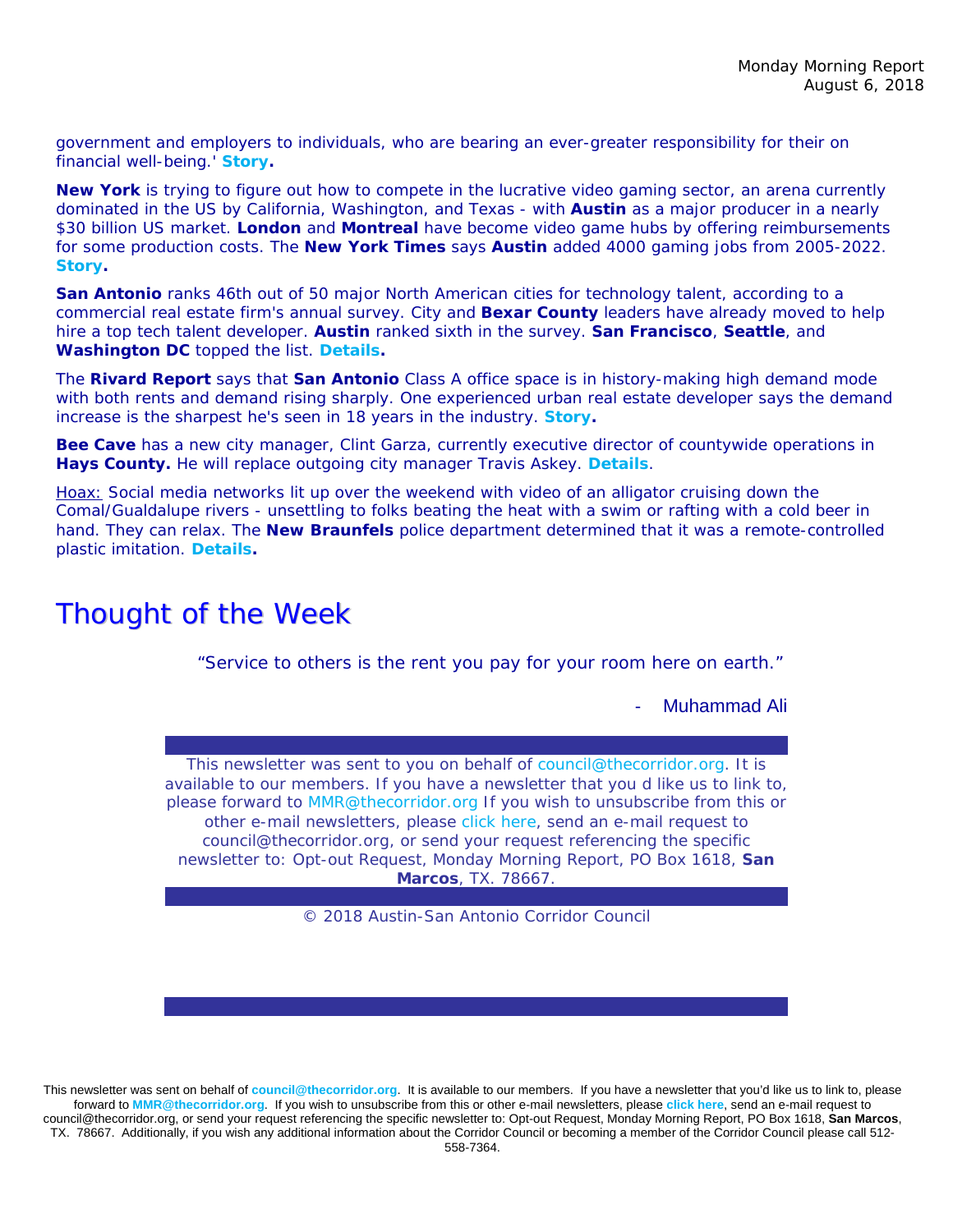government and employers to individuals, who are bearing an ever-greater responsibility for their on financial well-being.' **Story.**

**New York** is trying to figure out how to compete in the lucrative video gaming sector, an arena currently dominated in the US by California, Washington, and Texas - with **Austin** as a major producer in a nearly $30 billion US market. **London** and **Montreal** have become video game hubs by offering reimbursements for some production costs. The **New York Times** says **Austin** added 4000 gaming jobs from 2005-2022. **Story.**

**San Antonio** ranks 46th out of 50 major North American cities for technology talent, according to a commercial real estate firm's annual survey. City and **Bexar County** leaders have already moved to help hire a top tech talent developer. **Austin** ranked sixth in the survey. **San Francisco**, **Seattle**, and **Washington DC** topped the list. **Details.**

The **Rivard Report** says that **San Antonio** Class A office space is in history-making high demand mode with both rents and demand rising sharply. One experienced urban real estate developer says the demand increase is the sharpest he's seen in 18 years in the industry. **Story.**

**Bee Cave** has a new city manager, Clint Garza, currently executive director of countywide operations in **Hays County.** He will replace outgoing city manager Travis Askey. **Details**.

Hoax: Social media networks lit up over the weekend with video of an alligator cruising down the Comal/Gualdalupe rivers - unsettling to folks beating the heat with a swim or rafting with a cold beer in hand. They can relax. The **New Braunfels** police department determined that it was a remote-controlled plastic imitation. **Details.**

# Thought of the Week

"Service to others is the rent you pay for your room here on earth."

- Muhammad Ali

This newsletter was sent to you on behalf of council@thecorridor.org. It is available to our members. If you have a newsletter that you d like us to link to, please forward to MMR@thecorridor.org If you wish to unsubscribe from this or other e-mail newsletters, please click here, send an e-mail request to council@thecorridor.org, or send your request referencing the specific newsletter to: Opt-out Request, Monday Morning Report, PO Box 1618, **San Marcos**, TX. 78667.

© 2018 Austin-San Antonio Corridor Council

This newsletter was sent on behalf of **council@thecorridor.org**. It is available to our members. If you have a newsletter that you'd like us to link to, please forward to **MMR@thecorridor.org**. If you wish to unsubscribe from this or other e-mail newsletters, please **click here**, send an e-mail request to council@thecorridor.org, or send your request referencing the specific newsletter to: Opt-out Request, Monday Morning Report, PO Box 1618, **San Marcos**, TX. 78667. Additionally, if you wish any additional information about the Corridor Council or becoming a member of the Corridor Council please call 512-558-7364.